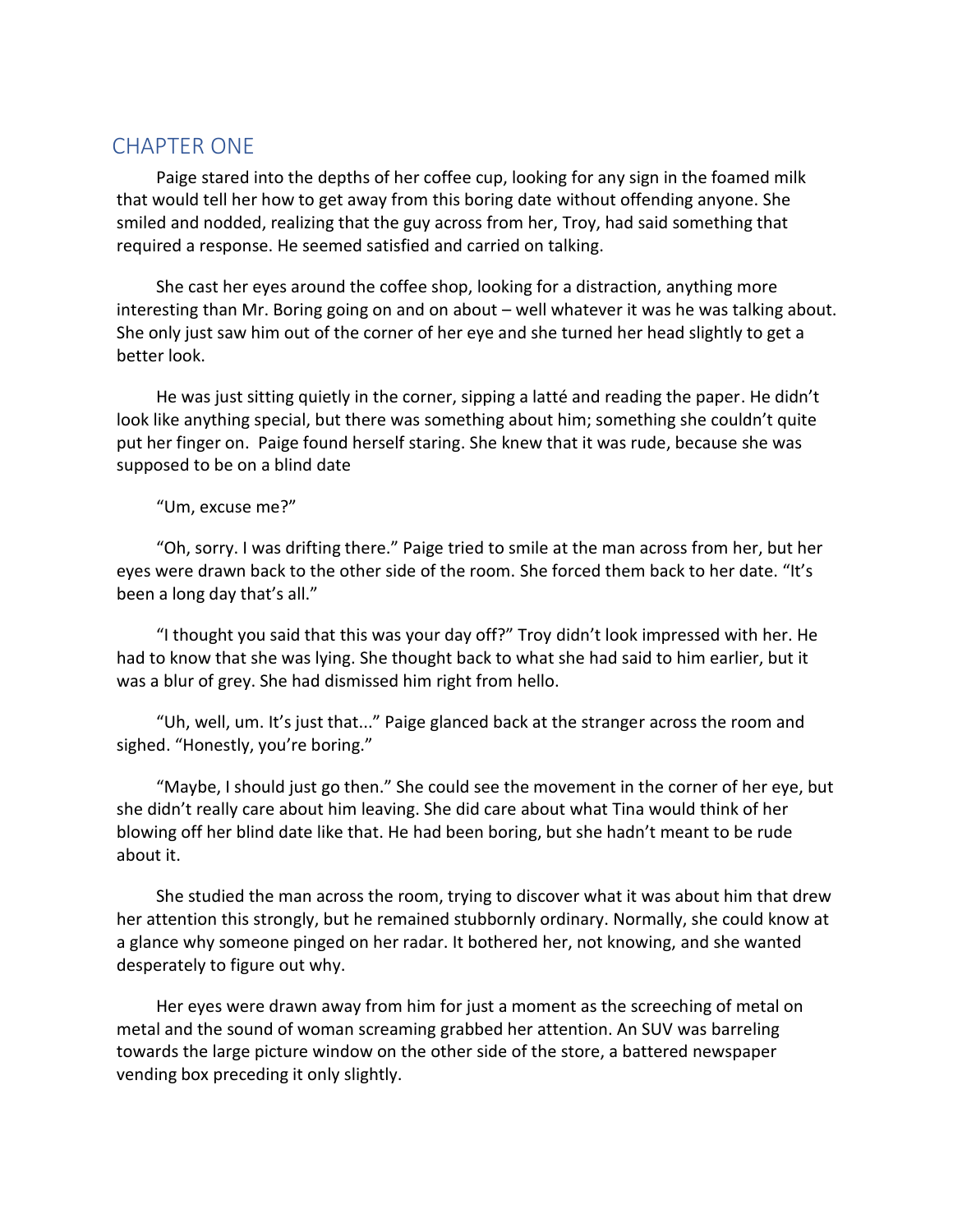## CHAPTER ONE

Paige stared into the depths of her coffee cup, looking for any sign in the foamed milk that would tell her how to get away from this boring date without offending anyone. She smiled and nodded, realizing that the guy across from her, Troy, had said something that required a response. He seemed satisfied and carried on talking.

She cast her eyes around the coffee shop, looking for a distraction, anything more interesting than Mr. Boring going on and on about – well whatever it was he was talking about. She only just saw him out of the corner of her eye and she turned her head slightly to get a better look.

He was just sitting quietly in the corner, sipping a latté and reading the paper. He didn't look like anything special, but there was something about him; something she couldn't quite put her finger on. Paige found herself staring. She knew that it was rude, because she was supposed to be on a blind date

"Um, excuse me?"

"Oh, sorry. I was drifting there." Paige tried to smile at the man across from her, but her eyes were drawn back to the other side of the room. She forced them back to her date. "It's been a long day that's all."

"I thought you said that this was your day off?" Troy didn't look impressed with her. He had to know that she was lying. She thought back to what she had said to him earlier, but it was a blur of grey. She had dismissed him right from hello.

"Uh, well, um. It's just that..." Paige glanced back at the stranger across the room and sighed. "Honestly, you're boring."

"Maybe, I should just go then." She could see the movement in the corner of her eye, but she didn't really care about him leaving. She did care about what Tina would think of her blowing off her blind date like that. He had been boring, but she hadn't meant to be rude about it.

She studied the man across the room, trying to discover what it was about him that drew her attention this strongly, but he remained stubbornly ordinary. Normally, she could know at a glance why someone pinged on her radar. It bothered her, not knowing, and she wanted desperately to figure out why.

Her eyes were drawn away from him for just a moment as the screeching of metal on metal and the sound of woman screaming grabbed her attention. An SUV was barreling towards the large picture window on the other side of the store, a battered newspaper vending box preceding it only slightly.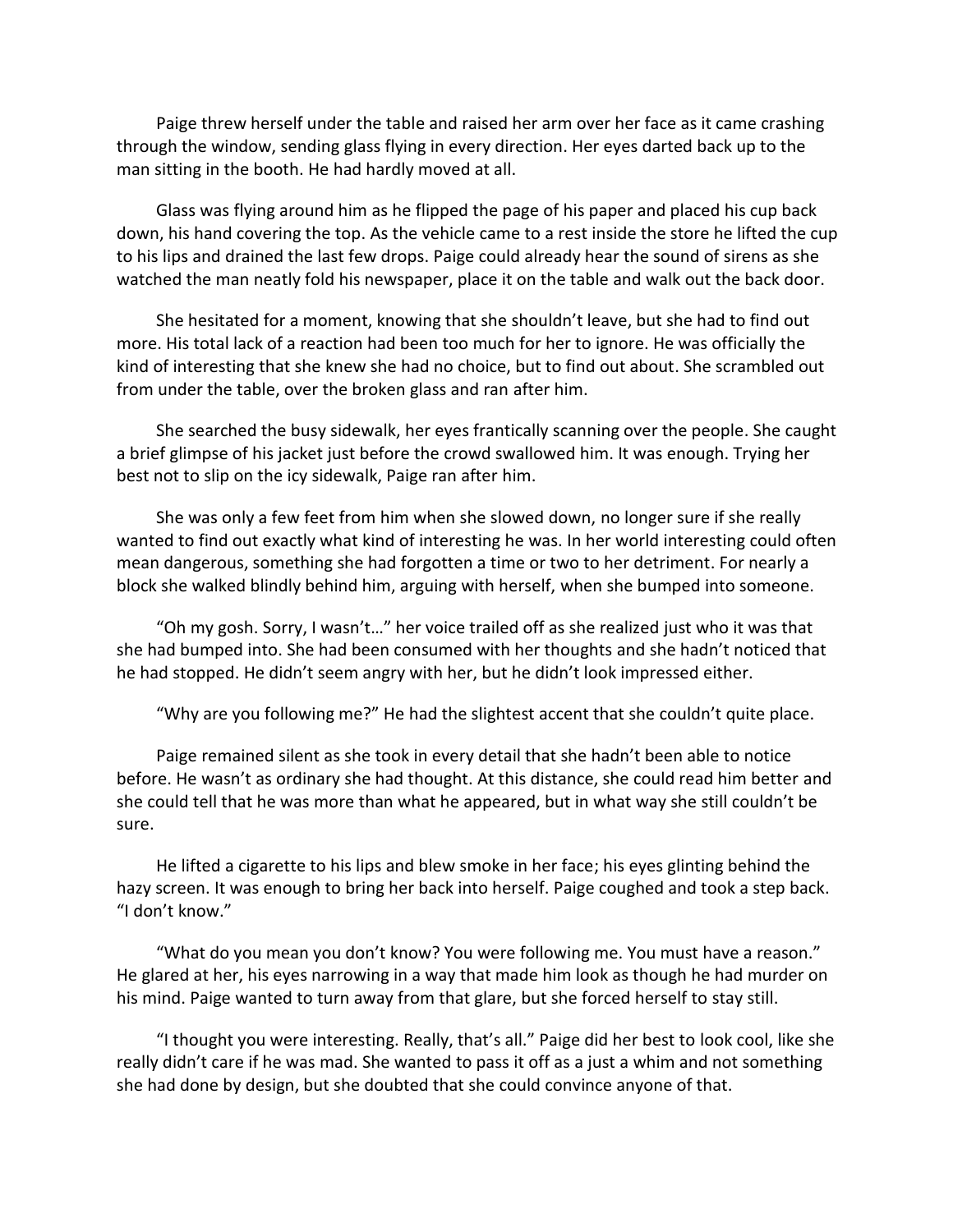Paige threw herself under the table and raised her arm over her face as it came crashing through the window, sending glass flying in every direction. Her eyes darted back up to the man sitting in the booth. He had hardly moved at all.

Glass was flying around him as he flipped the page of his paper and placed his cup back down, his hand covering the top. As the vehicle came to a rest inside the store he lifted the cup to his lips and drained the last few drops. Paige could already hear the sound of sirens as she watched the man neatly fold his newspaper, place it on the table and walk out the back door.

She hesitated for a moment, knowing that she shouldn't leave, but she had to find out more. His total lack of a reaction had been too much for her to ignore. He was officially the kind of interesting that she knew she had no choice, but to find out about. She scrambled out from under the table, over the broken glass and ran after him.

She searched the busy sidewalk, her eyes frantically scanning over the people. She caught a brief glimpse of his jacket just before the crowd swallowed him. It was enough. Trying her best not to slip on the icy sidewalk, Paige ran after him.

She was only a few feet from him when she slowed down, no longer sure if she really wanted to find out exactly what kind of interesting he was. In her world interesting could often mean dangerous, something she had forgotten a time or two to her detriment. For nearly a block she walked blindly behind him, arguing with herself, when she bumped into someone.

"Oh my gosh. Sorry, I wasn't…" her voice trailed off as she realized just who it was that she had bumped into. She had been consumed with her thoughts and she hadn't noticed that he had stopped. He didn't seem angry with her, but he didn't look impressed either.

"Why are you following me?" He had the slightest accent that she couldn't quite place.

Paige remained silent as she took in every detail that she hadn't been able to notice before. He wasn't as ordinary she had thought. At this distance, she could read him better and she could tell that he was more than what he appeared, but in what way she still couldn't be sure.

He lifted a cigarette to his lips and blew smoke in her face; his eyes glinting behind the hazy screen. It was enough to bring her back into herself. Paige coughed and took a step back. "I don't know."

"What do you mean you don't know? You were following me. You must have a reason." He glared at her, his eyes narrowing in a way that made him look as though he had murder on his mind. Paige wanted to turn away from that glare, but she forced herself to stay still.

"I thought you were interesting. Really, that's all." Paige did her best to look cool, like she really didn't care if he was mad. She wanted to pass it off as a just a whim and not something she had done by design, but she doubted that she could convince anyone of that.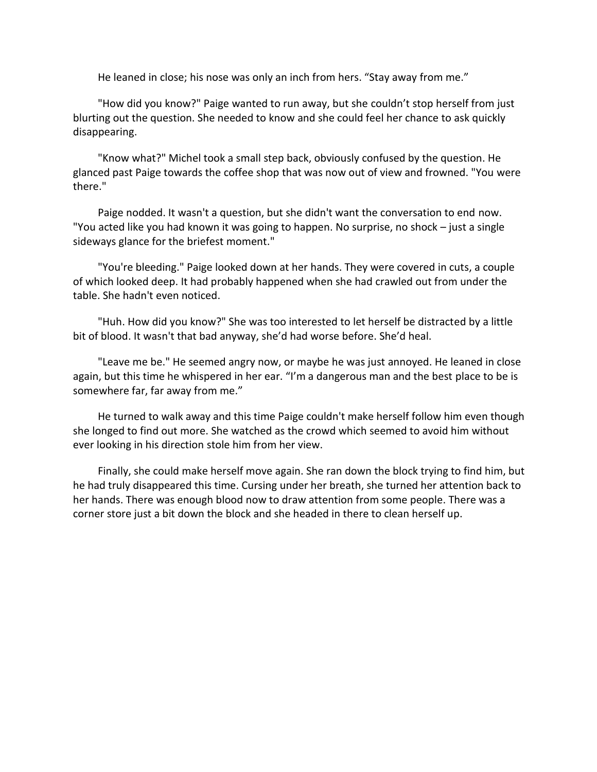He leaned in close; his nose was only an inch from hers. “Stay away from me.”

"How did you know?" Paige wanted to run away, but she couldn’t stop herself from just blurting out the question. She needed to know and she could feel her chance to ask quickly disappearing.

"Know what?" Michel took a small step back, obviously confused by the question. He glanced past Paige towards the coffee shop that was now out of view and frowned. "You were there."

Paige nodded. It wasn't a question, but she didn't want the conversation to end now. "You acted like you had known it was going to happen. No surprise, no shock – just a single sideways glance for the briefest moment."

"You're bleeding." Paige looked down at her hands. They were covered in cuts, a couple of which looked deep. It had probably happened when she had crawled out from under the table. She hadn't even noticed.

"Huh. How did you know?" She was too interested to let herself be distracted by a little bit of blood. It wasn't that bad anyway, she’d had worse before. She’d heal.

"Leave me be." He seemed angry now, or maybe he was just annoyed. He leaned in close again, but this time he whispered in her ear. “I’m a dangerous man and the best place to be is somewhere far, far away from me.”

He turned to walk away and this time Paige couldn't make herself follow him even though she longed to find out more. She watched as the crowd which seemed to avoid him without ever looking in his direction stole him from her view.

Finally, she could make herself move again. She ran down the block trying to find him, but he had truly disappeared this time. Cursing under her breath, she turned her attention back to her hands. There was enough blood now to draw attention from some people. There was a corner store just a bit down the block and she headed in there to clean herself up.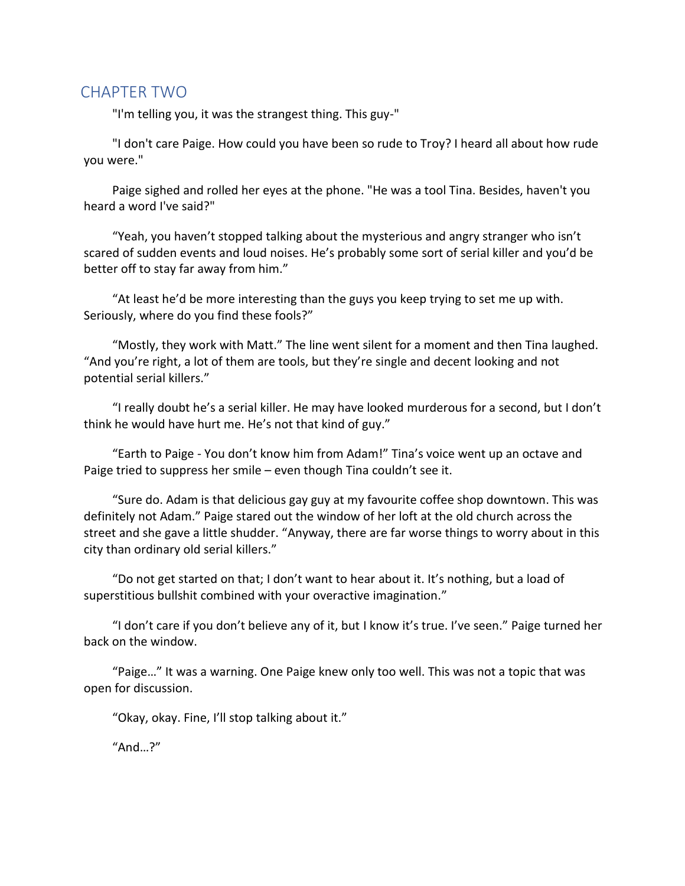## CHAPTER TWO

"I'm telling you, it was the strangest thing. This guy-"

"I don't care Paige. How could you have been so rude to Troy? I heard all about how rude you were."

Paige sighed and rolled her eyes at the phone. "He was a tool Tina. Besides, haven't you heard a word I've said?"

"Yeah, you haven't stopped talking about the mysterious and angry stranger who isn't scared of sudden events and loud noises. He's probably some sort of serial killer and you'd be better off to stay far away from him."

"At least he'd be more interesting than the guys you keep trying to set me up with. Seriously, where do you find these fools?"

"Mostly, they work with Matt." The line went silent for a moment and then Tina laughed. "And you're right, a lot of them are tools, but they're single and decent looking and not potential serial killers."

"I really doubt he's a serial killer. He may have looked murderous for a second, but I don't think he would have hurt me. He's not that kind of guy."

"Earth to Paige - You don't know him from Adam!" Tina's voice went up an octave and Paige tried to suppress her smile – even though Tina couldn't see it.

"Sure do. Adam is that delicious gay guy at my favourite coffee shop downtown. This was definitely not Adam." Paige stared out the window of her loft at the old church across the street and she gave a little shudder. "Anyway, there are far worse things to worry about in this city than ordinary old serial killers."

"Do not get started on that; I don't want to hear about it. It's nothing, but a load of superstitious bullshit combined with your overactive imagination."

"I don't care if you don't believe any of it, but I know it's true. I've seen." Paige turned her back on the window.

"Paige…" It was a warning. One Paige knew only too well. This was not a topic that was open for discussion.

"Okay, okay. Fine, I'll stop talking about it."

"And…?"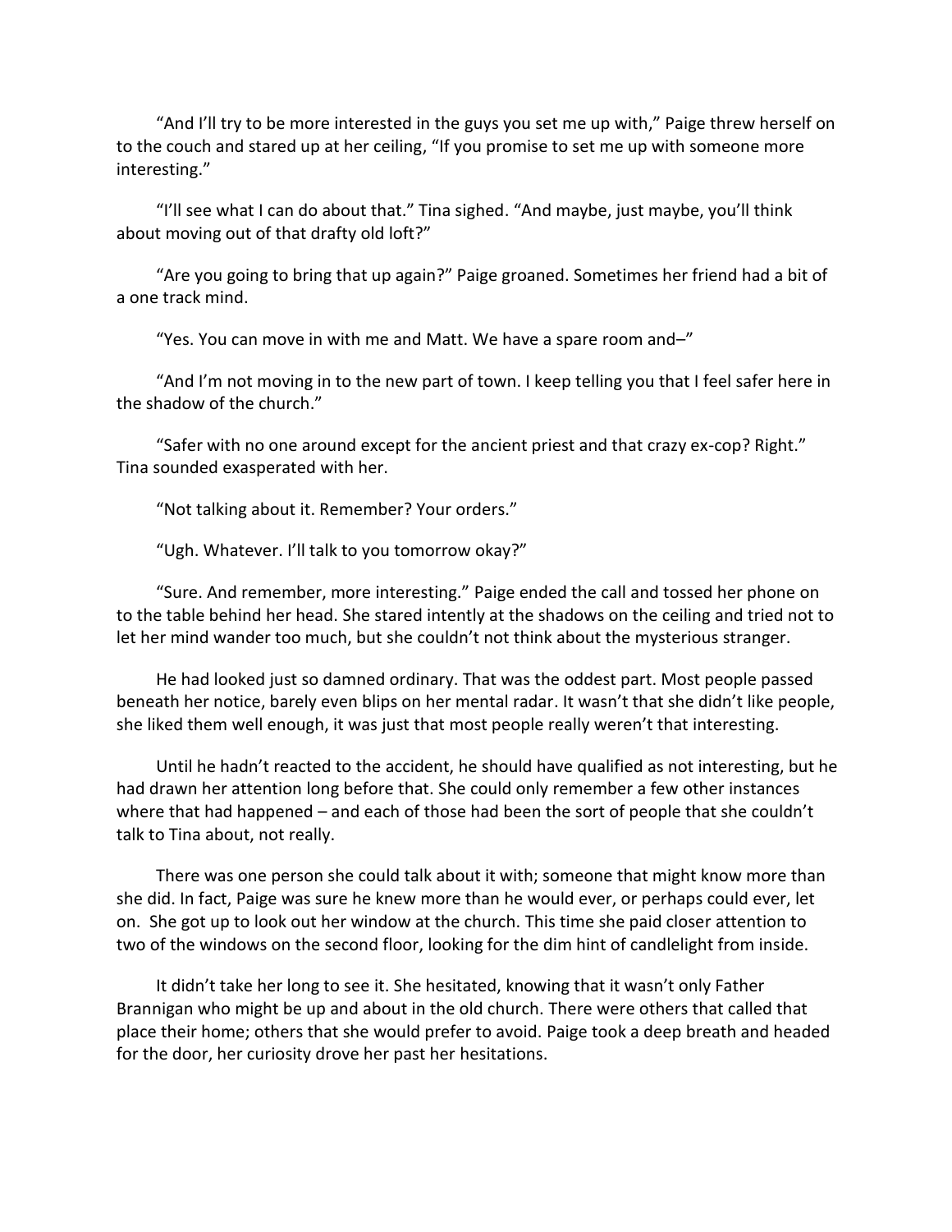"And I'll try to be more interested in the guys you set me up with," Paige threw herself on to the couch and stared up at her ceiling, "If you promise to set me up with someone more interesting."

"I'll see what I can do about that." Tina sighed. "And maybe, just maybe, you'll think about moving out of that drafty old loft?"

"Are you going to bring that up again?" Paige groaned. Sometimes her friend had a bit of a one track mind.

"Yes. You can move in with me and Matt. We have a spare room and–"

"And I'm not moving in to the new part of town. I keep telling you that I feel safer here in the shadow of the church."

"Safer with no one around except for the ancient priest and that crazy ex-cop? Right." Tina sounded exasperated with her.

"Not talking about it. Remember? Your orders."

"Ugh. Whatever. I'll talk to you tomorrow okay?"

"Sure. And remember, more interesting." Paige ended the call and tossed her phone on to the table behind her head. She stared intently at the shadows on the ceiling and tried not to let her mind wander too much, but she couldn't not think about the mysterious stranger.

He had looked just so damned ordinary. That was the oddest part. Most people passed beneath her notice, barely even blips on her mental radar. It wasn't that she didn't like people, she liked them well enough, it was just that most people really weren't that interesting.

Until he hadn't reacted to the accident, he should have qualified as not interesting, but he had drawn her attention long before that. She could only remember a few other instances where that had happened – and each of those had been the sort of people that she couldn't talk to Tina about, not really.

There was one person she could talk about it with; someone that might know more than she did. In fact, Paige was sure he knew more than he would ever, or perhaps could ever, let on. She got up to look out her window at the church. This time she paid closer attention to two of the windows on the second floor, looking for the dim hint of candlelight from inside.

It didn't take her long to see it. She hesitated, knowing that it wasn't only Father Brannigan who might be up and about in the old church. There were others that called that place their home; others that she would prefer to avoid. Paige took a deep breath and headed for the door, her curiosity drove her past her hesitations.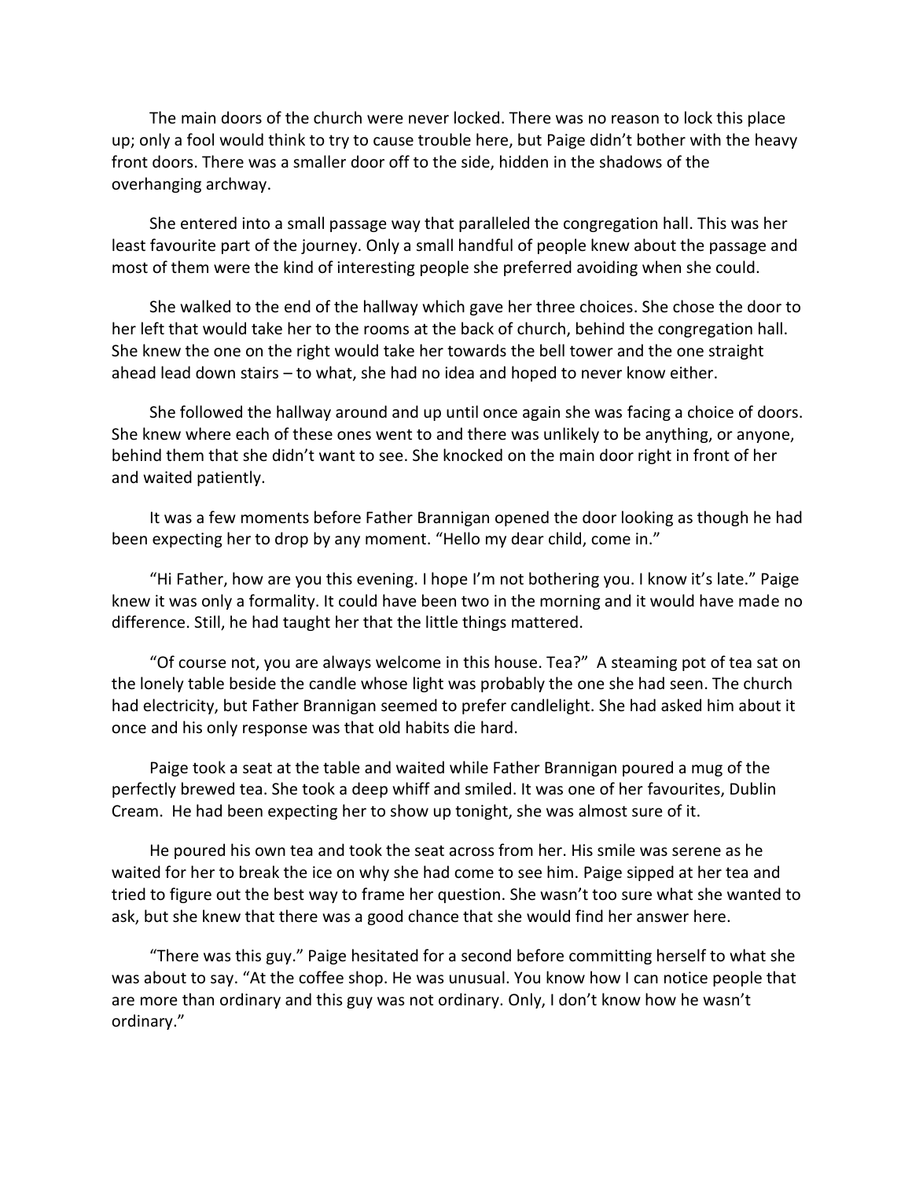The main doors of the church were never locked. There was no reason to lock this place up; only a fool would think to try to cause trouble here, but Paige didn't bother with the heavy front doors. There was a smaller door off to the side, hidden in the shadows of the overhanging archway.

She entered into a small passage way that paralleled the congregation hall. This was her least favourite part of the journey. Only a small handful of people knew about the passage and most of them were the kind of interesting people she preferred avoiding when she could.

She walked to the end of the hallway which gave her three choices. She chose the door to her left that would take her to the rooms at the back of church, behind the congregation hall. She knew the one on the right would take her towards the bell tower and the one straight ahead lead down stairs – to what, she had no idea and hoped to never know either.

She followed the hallway around and up until once again she was facing a choice of doors. She knew where each of these ones went to and there was unlikely to be anything, or anyone, behind them that she didn't want to see. She knocked on the main door right in front of her and waited patiently.

It was a few moments before Father Brannigan opened the door looking as though he had been expecting her to drop by any moment. "Hello my dear child, come in."

"Hi Father, how are you this evening. I hope I'm not bothering you. I know it's late." Paige knew it was only a formality. It could have been two in the morning and it would have made no difference. Still, he had taught her that the little things mattered.

"Of course not, you are always welcome in this house. Tea?" A steaming pot of tea sat on the lonely table beside the candle whose light was probably the one she had seen. The church had electricity, but Father Brannigan seemed to prefer candlelight. She had asked him about it once and his only response was that old habits die hard.

Paige took a seat at the table and waited while Father Brannigan poured a mug of the perfectly brewed tea. She took a deep whiff and smiled. It was one of her favourites, Dublin Cream. He had been expecting her to show up tonight, she was almost sure of it.

He poured his own tea and took the seat across from her. His smile was serene as he waited for her to break the ice on why she had come to see him. Paige sipped at her tea and tried to figure out the best way to frame her question. She wasn't too sure what she wanted to ask, but she knew that there was a good chance that she would find her answer here.

"There was this guy." Paige hesitated for a second before committing herself to what she was about to say. "At the coffee shop. He was unusual. You know how I can notice people that are more than ordinary and this guy was not ordinary. Only, I don't know how he wasn't ordinary."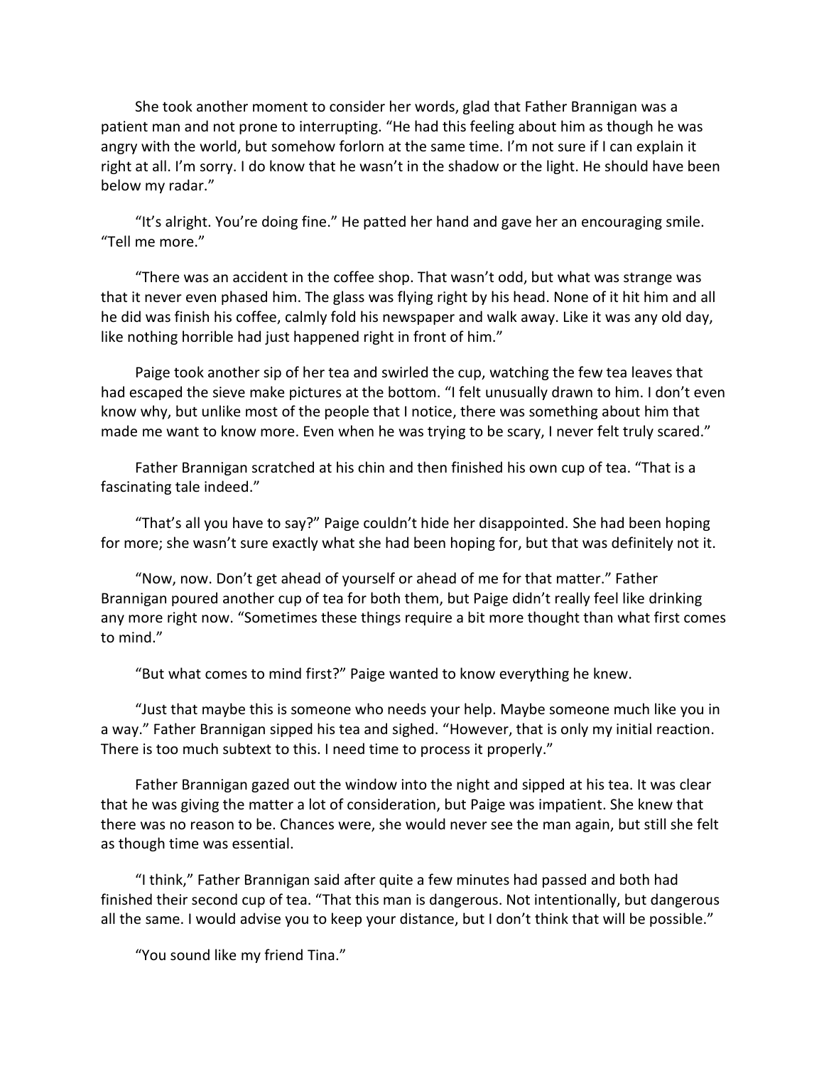She took another moment to consider her words, glad that Father Brannigan was a patient man and not prone to interrupting. "He had this feeling about him as though he was angry with the world, but somehow forlorn at the same time. I'm not sure if I can explain it right at all. I'm sorry. I do know that he wasn't in the shadow or the light. He should have been below my radar."

"It's alright. You're doing fine." He patted her hand and gave her an encouraging smile. "Tell me more."

"There was an accident in the coffee shop. That wasn't odd, but what was strange was that it never even phased him. The glass was flying right by his head. None of it hit him and all he did was finish his coffee, calmly fold his newspaper and walk away. Like it was any old day, like nothing horrible had just happened right in front of him."

Paige took another sip of her tea and swirled the cup, watching the few tea leaves that had escaped the sieve make pictures at the bottom. "I felt unusually drawn to him. I don't even know why, but unlike most of the people that I notice, there was something about him that made me want to know more. Even when he was trying to be scary, I never felt truly scared."

Father Brannigan scratched at his chin and then finished his own cup of tea. "That is a fascinating tale indeed."

"That's all you have to say?" Paige couldn't hide her disappointed. She had been hoping for more; she wasn't sure exactly what she had been hoping for, but that was definitely not it.

"Now, now. Don't get ahead of yourself or ahead of me for that matter." Father Brannigan poured another cup of tea for both them, but Paige didn't really feel like drinking any more right now. "Sometimes these things require a bit more thought than what first comes to mind."

"But what comes to mind first?" Paige wanted to know everything he knew.

"Just that maybe this is someone who needs your help. Maybe someone much like you in a way." Father Brannigan sipped his tea and sighed. "However, that is only my initial reaction. There is too much subtext to this. I need time to process it properly."

Father Brannigan gazed out the window into the night and sipped at his tea. It was clear that he was giving the matter a lot of consideration, but Paige was impatient. She knew that there was no reason to be. Chances were, she would never see the man again, but still she felt as though time was essential.

"I think," Father Brannigan said after quite a few minutes had passed and both had finished their second cup of tea. "That this man is dangerous. Not intentionally, but dangerous all the same. I would advise you to keep your distance, but I don't think that will be possible."

"You sound like my friend Tina."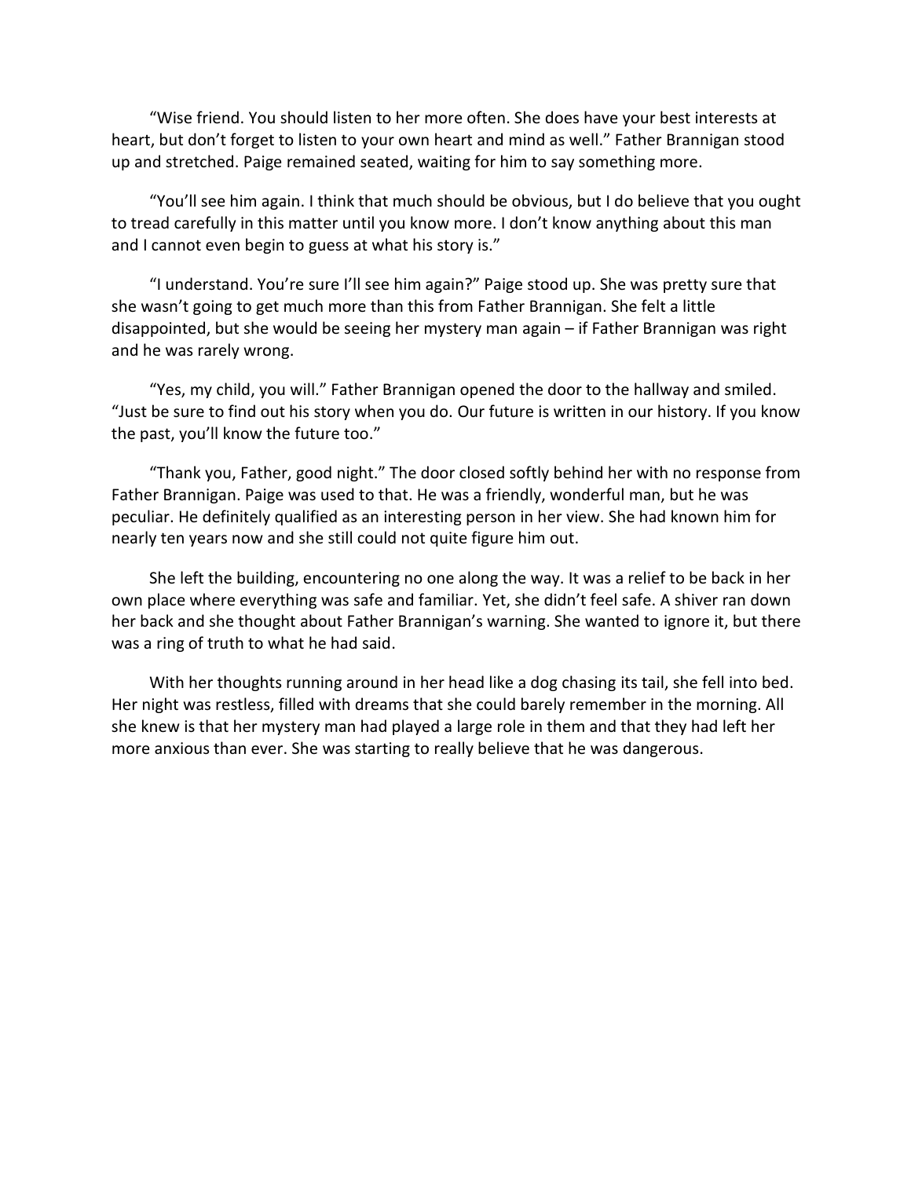"Wise friend. You should listen to her more often. She does have your best interests at heart, but don't forget to listen to your own heart and mind as well." Father Brannigan stood up and stretched. Paige remained seated, waiting for him to say something more.

"You'll see him again. I think that much should be obvious, but I do believe that you ought to tread carefully in this matter until you know more. I don't know anything about this man and I cannot even begin to guess at what his story is."

"I understand. You're sure I'll see him again?" Paige stood up. She was pretty sure that she wasn't going to get much more than this from Father Brannigan. She felt a little disappointed, but she would be seeing her mystery man again – if Father Brannigan was right and he was rarely wrong.

"Yes, my child, you will." Father Brannigan opened the door to the hallway and smiled. "Just be sure to find out his story when you do. Our future is written in our history. If you know the past, you'll know the future too."

"Thank you, Father, good night." The door closed softly behind her with no response from Father Brannigan. Paige was used to that. He was a friendly, wonderful man, but he was peculiar. He definitely qualified as an interesting person in her view. She had known him for nearly ten years now and she still could not quite figure him out.

She left the building, encountering no one along the way. It was a relief to be back in her own place where everything was safe and familiar. Yet, she didn't feel safe. A shiver ran down her back and she thought about Father Brannigan's warning. She wanted to ignore it, but there was a ring of truth to what he had said.

With her thoughts running around in her head like a dog chasing its tail, she fell into bed. Her night was restless, filled with dreams that she could barely remember in the morning. All she knew is that her mystery man had played a large role in them and that they had left her more anxious than ever. She was starting to really believe that he was dangerous.